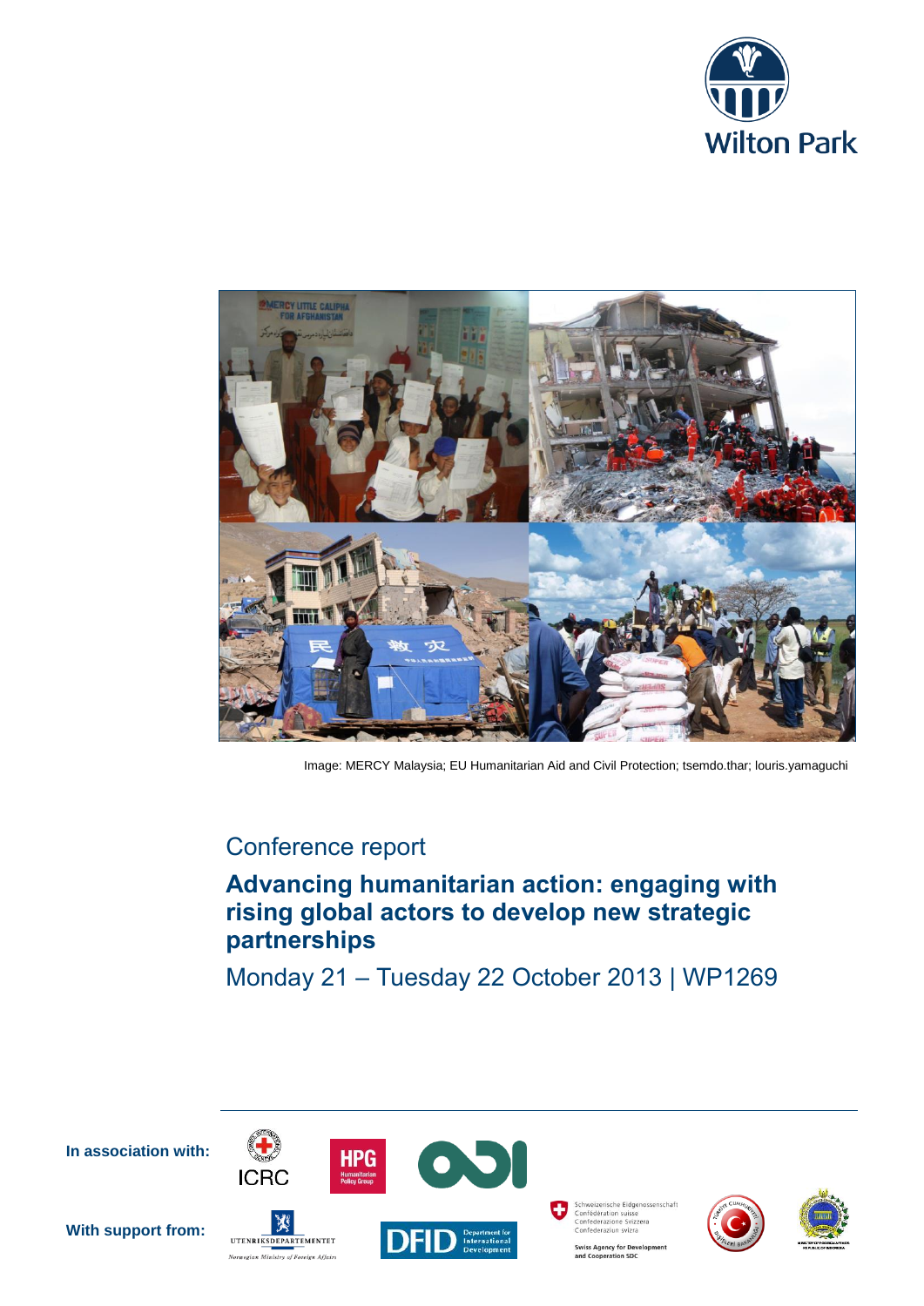Wilton Park

Image: MERCY Malaysia; EU Humanitarian Aid and Civil Protection; tsemdo.thar; louris.yamaguchi

Conference report

# Advancing humanitarian action: engaging with rising global actors to develop new strategic partnerships

Monday 21 – Tuesday 22 October 2013 | WP1269

**In association with:** ICRC, HPG Humanitarian Policy Group, ODI

**With support from:** Utenriksdepartementet Norwegian Ministry of Foreign Affairs, DFID Department for International Development, Schweizerische Eidgenossenschaft Confédération suisse Confederazione Svizzera Confederaziun svizra Swiss Agency for Development and Cooperation SDC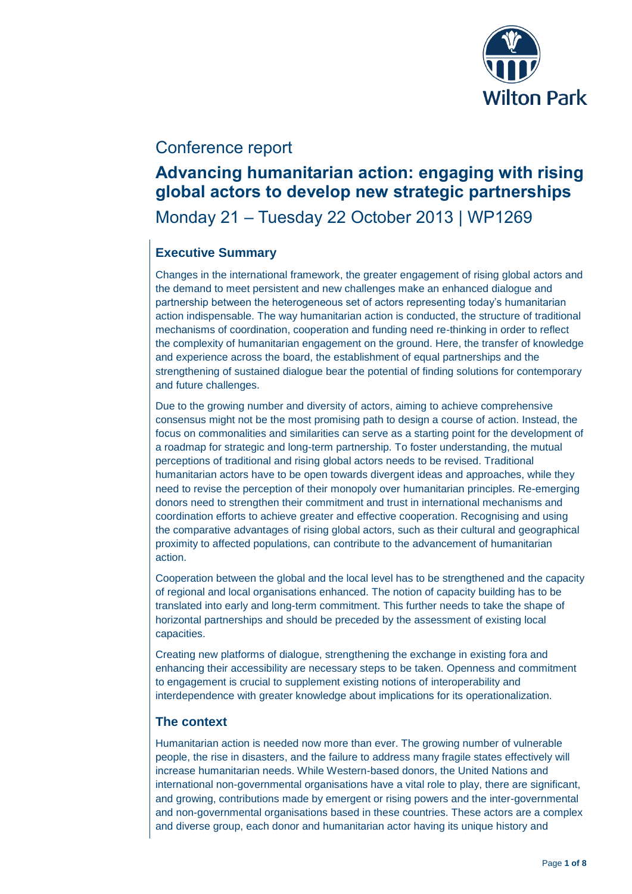Conference report

# Advancing humanitarian action: engaging with rising global actors to develop new strategic partnerships

Monday 21 – Tuesday 22 October 2013 | WP1269

## Executive Summary

Changes in the international framework, the greater engagement of rising global actors and the demand to meet persistent and new challenges make an enhanced dialogue and partnership between the heterogeneous set of actors representing today's humanitarian action indispensable. The way humanitarian action is conducted, the structure of traditional mechanisms of coordination, cooperation and funding need re-thinking in order to reflect the complexity of humanitarian engagement on the ground. Here, the transfer of knowledge and experience across the board, the establishment of equal partnerships and the strengthening of sustained dialogue bear the potential of finding solutions for contemporary and future challenges.

Due to the growing number and diversity of actors, aiming to achieve comprehensive consensus might not be the most promising path to design a course of action. Instead, the focus on commonalities and similarities can serve as a starting point for the development of a roadmap for strategic and long-term partnership. To foster understanding, the mutual perceptions of traditional and rising global actors needs to be revised. Traditional humanitarian actors have to be open towards divergent ideas and approaches, while they need to revise the perception of their monopoly over humanitarian principles. Re-emerging donors need to strengthen their commitment and trust in international mechanisms and coordination efforts to achieve greater and effective cooperation. Recognising and using the comparative advantages of rising global actors, such as their cultural and geographical proximity to affected populations, can contribute to the advancement of humanitarian action.

Cooperation between the global and the local level has to be strengthened and the capacity of regional and local organisations enhanced. The notion of capacity building has to be translated into early and long-term commitment. This further needs to take the shape of horizontal partnerships and should be preceded by the assessment of existing local capacities.

Creating new platforms of dialogue, strengthening the exchange in existing fora and enhancing their accessibility are necessary steps to be taken. Openness and commitment to engagement is crucial to supplement existing notions of interoperability and interdependence with greater knowledge about implications for its operationalization.

## The context

Humanitarian action is needed now more than ever. The growing number of vulnerable people, the rise in disasters, and the failure to address many fragile states effectively will increase humanitarian needs. While Western-based donors, the United Nations and international non-governmental organisations have a vital role to play, there are significant, and growing, contributions made by emergent or rising powers and the inter-governmental and non-governmental organisations based in these countries. These actors are a complex and diverse group, each donor and humanitarian actor having its unique history and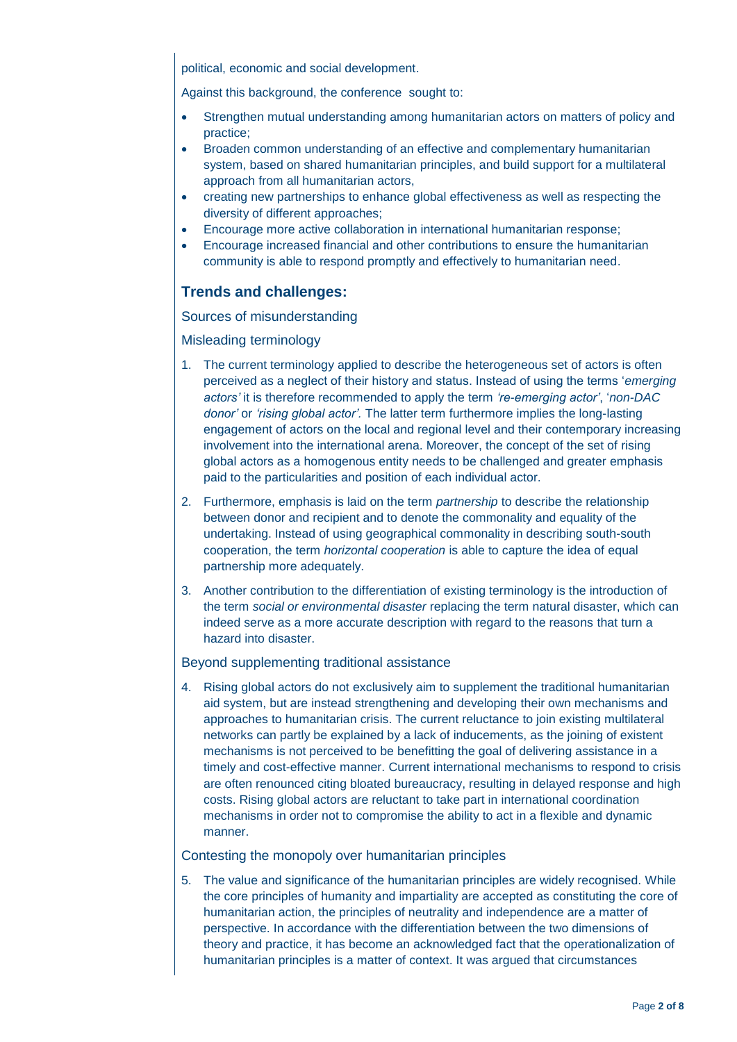political, economic and social development.

Against this background, the conference sought to:

- Strengthen mutual understanding among humanitarian actors on matters of policy and practice;
- Broaden common understanding of an effective and complementary humanitarian system, based on shared humanitarian principles, and build support for a multilateral approach from all humanitarian actors,
- creating new partnerships to enhance global effectiveness as well as respecting the diversity of different approaches;
- Encourage more active collaboration in international humanitarian response;
- Encourage increased financial and other contributions to ensure the humanitarian community is able to respond promptly and effectively to humanitarian need.

## Trends and challenges:

### Sources of misunderstanding

### Misleading terminology

1. The current terminology applied to describe the heterogeneous set of actors is often perceived as a neglect of their history and status. Instead of using the terms '*emerging actors'* it is therefore recommended to apply the term *'re-emerging actor'*, '*non-DAC donor'* or *'rising global actor'.* The latter term furthermore implies the long-lasting engagement of actors on the local and regional level and their contemporary increasing involvement into the international arena. Moreover, the concept of the set of rising global actors as a homogenous entity needs to be challenged and greater emphasis paid to the particularities and position of each individual actor.
2. Furthermore, emphasis is laid on the term *partnership* to describe the relationship between donor and recipient and to denote the commonality and equality of the undertaking. Instead of using geographical commonality in describing south-south cooperation, the term *horizontal cooperation* is able to capture the idea of equal partnership more adequately.
3. Another contribution to the differentiation of existing terminology is the introduction of the term *social or environmental disaster* replacing the term natural disaster, which can indeed serve as a more accurate description with regard to the reasons that turn a hazard into disaster.

### Beyond supplementing traditional assistance

4. Rising global actors do not exclusively aim to supplement the traditional humanitarian aid system, but are instead strengthening and developing their own mechanisms and approaches to humanitarian crisis. The current reluctance to join existing multilateral networks can partly be explained by a lack of inducements, as the joining of existent mechanisms is not perceived to be benefitting the goal of delivering assistance in a timely and cost-effective manner. Current international mechanisms to respond to crisis are often renounced citing bloated bureaucracy, resulting in delayed response and high costs. Rising global actors are reluctant to take part in international coordination mechanisms in order not to compromise the ability to act in a flexible and dynamic manner.

### Contesting the monopoly over humanitarian principles

5. The value and significance of the humanitarian principles are widely recognised. While the core principles of humanity and impartiality are accepted as constituting the core of humanitarian action, the principles of neutrality and independence are a matter of perspective. In accordance with the differentiation between the two dimensions of theory and practice, it has become an acknowledged fact that the operationalization of humanitarian principles is a matter of context. It was argued that circumstances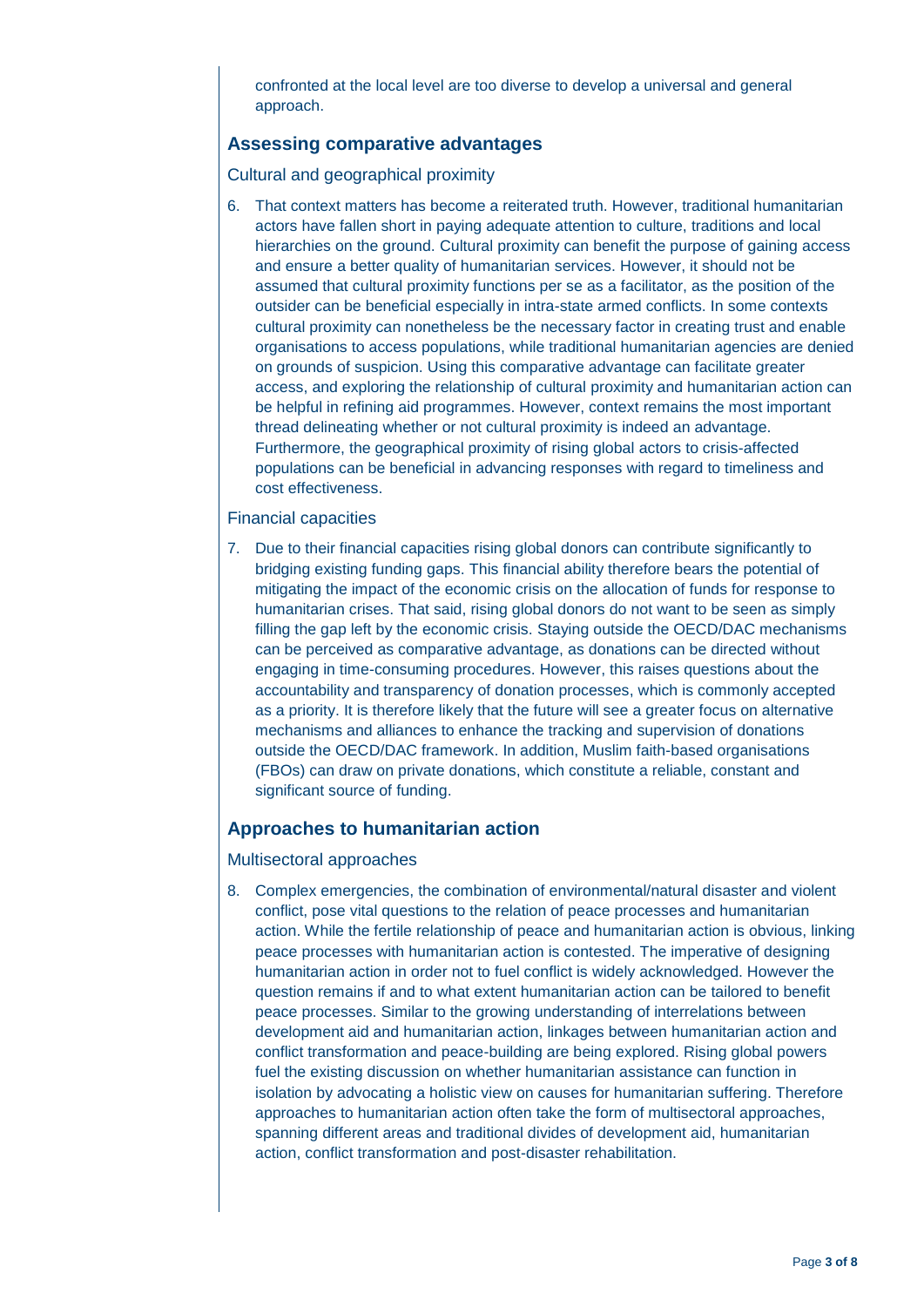confronted at the local level are too diverse to develop a universal and general approach.

## Assessing comparative advantages

### Cultural and geographical proximity

6. That context matters has become a reiterated truth. However, traditional humanitarian actors have fallen short in paying adequate attention to culture, traditions and local hierarchies on the ground. Cultural proximity can benefit the purpose of gaining access and ensure a better quality of humanitarian services. However, it should not be assumed that cultural proximity functions per se as a facilitator, as the position of the outsider can be beneficial especially in intra-state armed conflicts. In some contexts cultural proximity can nonetheless be the necessary factor in creating trust and enable organisations to access populations, while traditional humanitarian agencies are denied on grounds of suspicion. Using this comparative advantage can facilitate greater access, and exploring the relationship of cultural proximity and humanitarian action can be helpful in refining aid programmes. However, context remains the most important thread delineating whether or not cultural proximity is indeed an advantage. Furthermore, the geographical proximity of rising global actors to crisis-affected populations can be beneficial in advancing responses with regard to timeliness and cost effectiveness.

### Financial capacities

7. Due to their financial capacities rising global donors can contribute significantly to bridging existing funding gaps. This financial ability therefore bears the potential of mitigating the impact of the economic crisis on the allocation of funds for response to humanitarian crises. That said, rising global donors do not want to be seen as simply filling the gap left by the economic crisis. Staying outside the OECD/DAC mechanisms can be perceived as comparative advantage, as donations can be directed without engaging in time-consuming procedures. However, this raises questions about the accountability and transparency of donation processes, which is commonly accepted as a priority. It is therefore likely that the future will see a greater focus on alternative mechanisms and alliances to enhance the tracking and supervision of donations outside the OECD/DAC framework. In addition, Muslim faith-based organisations (FBOs) can draw on private donations, which constitute a reliable, constant and significant source of funding.

## Approaches to humanitarian action

### Multisectoral approaches

8. Complex emergencies, the combination of environmental/natural disaster and violent conflict, pose vital questions to the relation of peace processes and humanitarian action. While the fertile relationship of peace and humanitarian action is obvious, linking peace processes with humanitarian action is contested. The imperative of designing humanitarian action in order not to fuel conflict is widely acknowledged. However the question remains if and to what extent humanitarian action can be tailored to benefit peace processes. Similar to the growing understanding of interrelations between development aid and humanitarian action, linkages between humanitarian action and conflict transformation and peace-building are being explored. Rising global powers fuel the existing discussion on whether humanitarian assistance can function in isolation by advocating a holistic view on causes for humanitarian suffering. Therefore approaches to humanitarian action often take the form of multisectoral approaches, spanning different areas and traditional divides of development aid, humanitarian action, conflict transformation and post-disaster rehabilitation.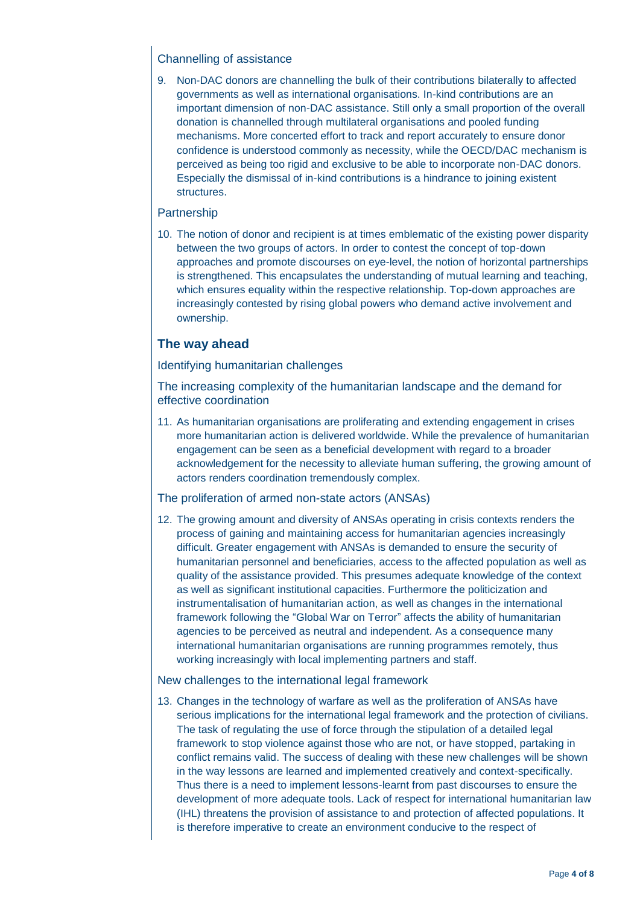### Channelling of assistance

9. Non-DAC donors are channelling the bulk of their contributions bilaterally to affected governments as well as international organisations. In-kind contributions are an important dimension of non-DAC assistance. Still only a small proportion of the overall donation is channelled through multilateral organisations and pooled funding mechanisms. More concerted effort to track and report accurately to ensure donor confidence is understood commonly as necessity, while the OECD/DAC mechanism is perceived as being too rigid and exclusive to be able to incorporate non-DAC donors. Especially the dismissal of in-kind contributions is a hindrance to joining existent structures.

### Partnership

10. The notion of donor and recipient is at times emblematic of the existing power disparity between the two groups of actors. In order to contest the concept of top-down approaches and promote discourses on eye-level, the notion of horizontal partnerships is strengthened. This encapsulates the understanding of mutual learning and teaching, which ensures equality within the respective relationship. Top-down approaches are increasingly contested by rising global powers who demand active involvement and ownership.

## The way ahead

### Identifying humanitarian challenges

### The increasing complexity of the humanitarian landscape and the demand for effective coordination

11. As humanitarian organisations are proliferating and extending engagement in crises more humanitarian action is delivered worldwide. While the prevalence of humanitarian engagement can be seen as a beneficial development with regard to a broader acknowledgement for the necessity to alleviate human suffering, the growing amount of actors renders coordination tremendously complex.

### The proliferation of armed non-state actors (ANSAs)

12. The growing amount and diversity of ANSAs operating in crisis contexts renders the process of gaining and maintaining access for humanitarian agencies increasingly difficult. Greater engagement with ANSAs is demanded to ensure the security of humanitarian personnel and beneficiaries, access to the affected population as well as quality of the assistance provided. This presumes adequate knowledge of the context as well as significant institutional capacities. Furthermore the politicization and instrumentalisation of humanitarian action, as well as changes in the international framework following the "Global War on Terror" affects the ability of humanitarian agencies to be perceived as neutral and independent. As a consequence many international humanitarian organisations are running programmes remotely, thus working increasingly with local implementing partners and staff.

### New challenges to the international legal framework

13. Changes in the technology of warfare as well as the proliferation of ANSAs have serious implications for the international legal framework and the protection of civilians. The task of regulating the use of force through the stipulation of a detailed legal framework to stop violence against those who are not, or have stopped, partaking in conflict remains valid. The success of dealing with these new challenges will be shown in the way lessons are learned and implemented creatively and context-specifically. Thus there is a need to implement lessons-learnt from past discourses to ensure the development of more adequate tools. Lack of respect for international humanitarian law (IHL) threatens the provision of assistance to and protection of affected populations. It is therefore imperative to create an environment conducive to the respect of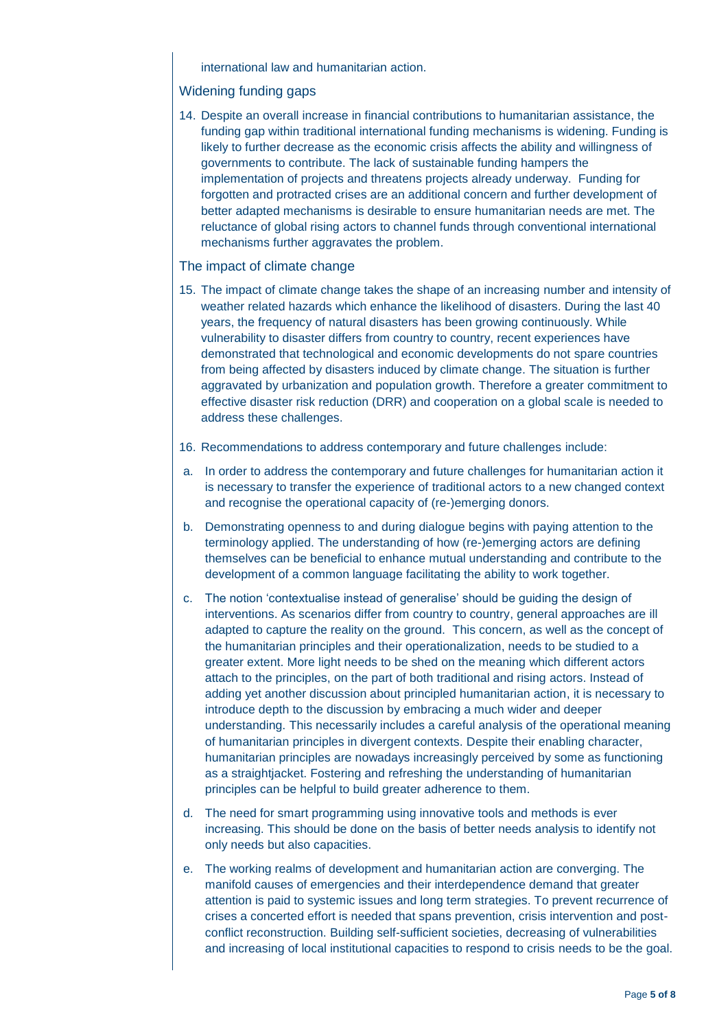international law and humanitarian action.

## Widening funding gaps

14. Despite an overall increase in financial contributions to humanitarian assistance, the funding gap within traditional international funding mechanisms is widening. Funding is likely to further decrease as the economic crisis affects the ability and willingness of governments to contribute. The lack of sustainable funding hampers the implementation of projects and threatens projects already underway. Funding for forgotten and protracted crises are an additional concern and further development of better adapted mechanisms is desirable to ensure humanitarian needs are met. The reluctance of global rising actors to channel funds through conventional international mechanisms further aggravates the problem.

## The impact of climate change

15. The impact of climate change takes the shape of an increasing number and intensity of weather related hazards which enhance the likelihood of disasters. During the last 40 years, the frequency of natural disasters has been growing continuously. While vulnerability to disaster differs from country to country, recent experiences have demonstrated that technological and economic developments do not spare countries from being affected by disasters induced by climate change. The situation is further aggravated by urbanization and population growth. Therefore a greater commitment to effective disaster risk reduction (DRR) and cooperation on a global scale is needed to address these challenges.

16. Recommendations to address contemporary and future challenges include:

a. In order to address the contemporary and future challenges for humanitarian action it is necessary to transfer the experience of traditional actors to a new changed context and recognise the operational capacity of (re-)emerging donors.

b. Demonstrating openness to and during dialogue begins with paying attention to the terminology applied. The understanding of how (re-)emerging actors are defining themselves can be beneficial to enhance mutual understanding and contribute to the development of a common language facilitating the ability to work together.

c. The notion 'contextualise instead of generalise' should be guiding the design of interventions. As scenarios differ from country to country, general approaches are ill adapted to capture the reality on the ground. This concern, as well as the concept of the humanitarian principles and their operationalization, needs to be studied to a greater extent. More light needs to be shed on the meaning which different actors attach to the principles, on the part of both traditional and rising actors. Instead of adding yet another discussion about principled humanitarian action, it is necessary to introduce depth to the discussion by embracing a much wider and deeper understanding. This necessarily includes a careful analysis of the operational meaning of humanitarian principles in divergent contexts. Despite their enabling character, humanitarian principles are nowadays increasingly perceived by some as functioning as a straightjacket. Fostering and refreshing the understanding of humanitarian principles can be helpful to build greater adherence to them.

d. The need for smart programming using innovative tools and methods is ever increasing. This should be done on the basis of better needs analysis to identify not only needs but also capacities.

e. The working realms of development and humanitarian action are converging. The manifold causes of emergencies and their interdependence demand that greater attention is paid to systemic issues and long term strategies. To prevent recurrence of crises a concerted effort is needed that spans prevention, crisis intervention and post-conflict reconstruction. Building self-sufficient societies, decreasing of vulnerabilities and increasing of local institutional capacities to respond to crisis needs to be the goal.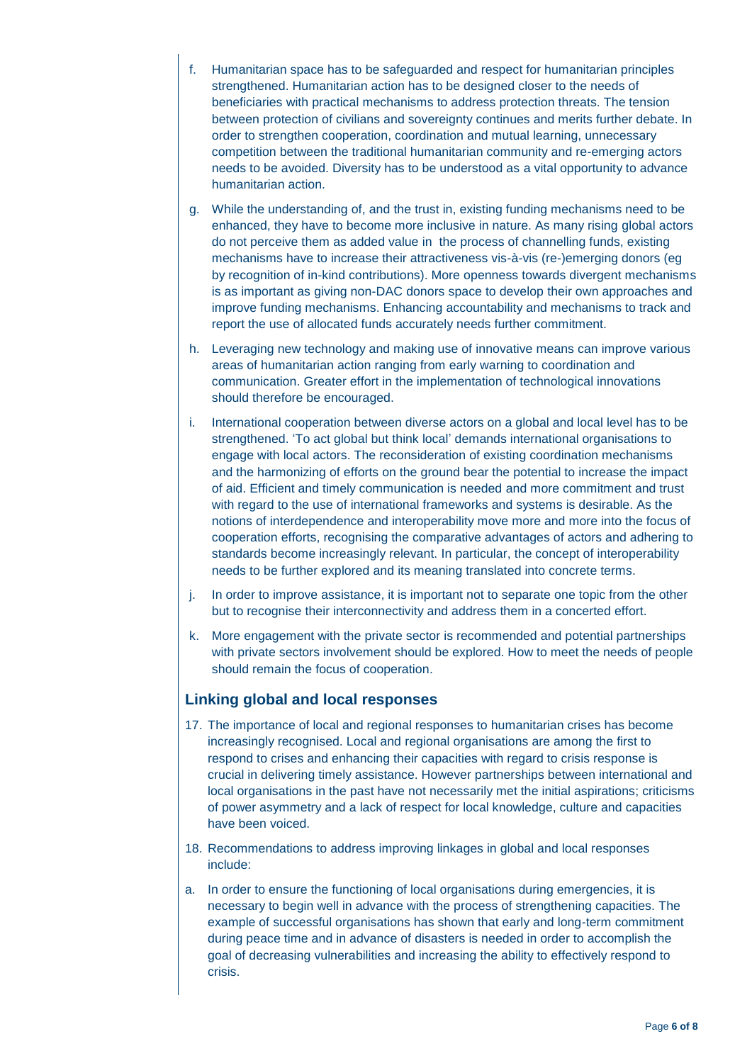f. Humanitarian space has to be safeguarded and respect for humanitarian principles strengthened. Humanitarian action has to be designed closer to the needs of beneficiaries with practical mechanisms to address protection threats. The tension between protection of civilians and sovereignty continues and merits further debate. In order to strengthen cooperation, coordination and mutual learning, unnecessary competition between the traditional humanitarian community and re-emerging actors needs to be avoided. Diversity has to be understood as a vital opportunity to advance humanitarian action.

g. While the understanding of, and the trust in, existing funding mechanisms need to be enhanced, they have to become more inclusive in nature. As many rising global actors do not perceive them as added value in the process of channelling funds, existing mechanisms have to increase their attractiveness vis-à-vis (re-)emerging donors (eg by recognition of in-kind contributions). More openness towards divergent mechanisms is as important as giving non-DAC donors space to develop their own approaches and improve funding mechanisms. Enhancing accountability and mechanisms to track and report the use of allocated funds accurately needs further commitment.

h. Leveraging new technology and making use of innovative means can improve various areas of humanitarian action ranging from early warning to coordination and communication. Greater effort in the implementation of technological innovations should therefore be encouraged.

i. International cooperation between diverse actors on a global and local level has to be strengthened. 'To act global but think local' demands international organisations to engage with local actors. The reconsideration of existing coordination mechanisms and the harmonizing of efforts on the ground bear the potential to increase the impact of aid. Efficient and timely communication is needed and more commitment and trust with regard to the use of international frameworks and systems is desirable. As the notions of interdependence and interoperability move more and more into the focus of cooperation efforts, recognising the comparative advantages of actors and adhering to standards become increasingly relevant. In particular, the concept of interoperability needs to be further explored and its meaning translated into concrete terms.

j. In order to improve assistance, it is important not to separate one topic from the other but to recognise their interconnectivity and address them in a concerted effort.

k. More engagement with the private sector is recommended and potential partnerships with private sectors involvement should be explored. How to meet the needs of people should remain the focus of cooperation.

## Linking global and local responses

17. The importance of local and regional responses to humanitarian crises has become increasingly recognised. Local and regional organisations are among the first to respond to crises and enhancing their capacities with regard to crisis response is crucial in delivering timely assistance. However partnerships between international and local organisations in the past have not necessarily met the initial aspirations; criticisms of power asymmetry and a lack of respect for local knowledge, culture and capacities have been voiced.

18. Recommendations to address improving linkages in global and local responses include:

a. In order to ensure the functioning of local organisations during emergencies, it is necessary to begin well in advance with the process of strengthening capacities. The example of successful organisations has shown that early and long-term commitment during peace time and in advance of disasters is needed in order to accomplish the goal of decreasing vulnerabilities and increasing the ability to effectively respond to crisis.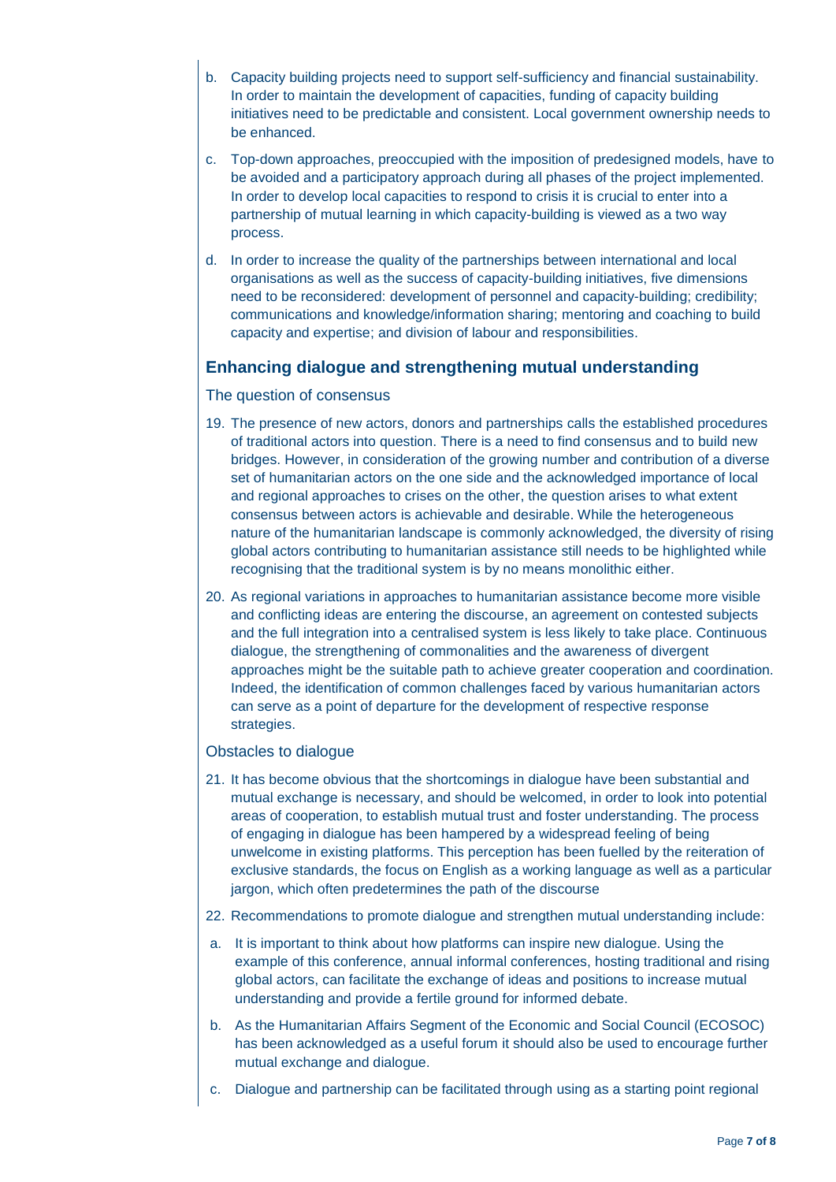b. Capacity building projects need to support self-sufficiency and financial sustainability. In order to maintain the development of capacities, funding of capacity building initiatives need to be predictable and consistent. Local government ownership needs to be enhanced.

c. Top-down approaches, preoccupied with the imposition of predesigned models, have to be avoided and a participatory approach during all phases of the project implemented. In order to develop local capacities to respond to crisis it is crucial to enter into a partnership of mutual learning in which capacity-building is viewed as a two way process.

d. In order to increase the quality of the partnerships between international and local organisations as well as the success of capacity-building initiatives, five dimensions need to be reconsidered: development of personnel and capacity-building; credibility; communications and knowledge/information sharing; mentoring and coaching to build capacity and expertise; and division of labour and responsibilities.

## Enhancing dialogue and strengthening mutual understanding

### The question of consensus

19. The presence of new actors, donors and partnerships calls the established procedures of traditional actors into question. There is a need to find consensus and to build new bridges. However, in consideration of the growing number and contribution of a diverse set of humanitarian actors on the one side and the acknowledged importance of local and regional approaches to crises on the other, the question arises to what extent consensus between actors is achievable and desirable. While the heterogeneous nature of the humanitarian landscape is commonly acknowledged, the diversity of rising global actors contributing to humanitarian assistance still needs to be highlighted while recognising that the traditional system is by no means monolithic either.

20. As regional variations in approaches to humanitarian assistance become more visible and conflicting ideas are entering the discourse, an agreement on contested subjects and the full integration into a centralised system is less likely to take place. Continuous dialogue, the strengthening of commonalities and the awareness of divergent approaches might be the suitable path to achieve greater cooperation and coordination. Indeed, the identification of common challenges faced by various humanitarian actors can serve as a point of departure for the development of respective response strategies.

### Obstacles to dialogue

21. It has become obvious that the shortcomings in dialogue have been substantial and mutual exchange is necessary, and should be welcomed, in order to look into potential areas of cooperation, to establish mutual trust and foster understanding. The process of engaging in dialogue has been hampered by a widespread feeling of being unwelcome in existing platforms. This perception has been fuelled by the reiteration of exclusive standards, the focus on English as a working language as well as a particular jargon, which often predetermines the path of the discourse

22. Recommendations to promote dialogue and strengthen mutual understanding include:

a. It is important to think about how platforms can inspire new dialogue. Using the example of this conference, annual informal conferences, hosting traditional and rising global actors, can facilitate the exchange of ideas and positions to increase mutual understanding and provide a fertile ground for informed debate.

b. As the Humanitarian Affairs Segment of the Economic and Social Council (ECOSOC) has been acknowledged as a useful forum it should also be used to encourage further mutual exchange and dialogue.

c. Dialogue and partnership can be facilitated through using as a starting point regional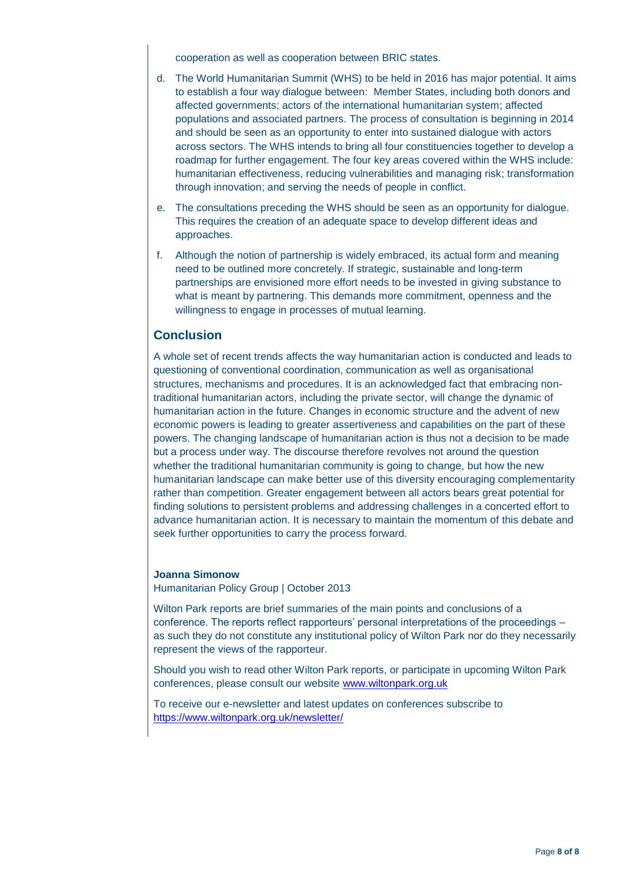cooperation as well as cooperation between BRIC states.

d. The World Humanitarian Summit (WHS) to be held in 2016 has major potential. It aims to establish a four way dialogue between: Member States, including both donors and affected governments; actors of the international humanitarian system; affected populations and associated partners. The process of consultation is beginning in 2014 and should be seen as an opportunity to enter into sustained dialogue with actors across sectors. The WHS intends to bring all four constituencies together to develop a roadmap for further engagement. The four key areas covered within the WHS include: humanitarian effectiveness, reducing vulnerabilities and managing risk; transformation through innovation; and serving the needs of people in conflict.

e. The consultations preceding the WHS should be seen as an opportunity for dialogue. This requires the creation of an adequate space to develop different ideas and approaches.

f. Although the notion of partnership is widely embraced, its actual form and meaning need to be outlined more concretely. If strategic, sustainable and long-term partnerships are envisioned more effort needs to be invested in giving substance to what is meant by partnering. This demands more commitment, openness and the willingness to engage in processes of mutual learning.

## Conclusion

A whole set of recent trends affects the way humanitarian action is conducted and leads to questioning of conventional coordination, communication as well as organisational structures, mechanisms and procedures. It is an acknowledged fact that embracing non-traditional humanitarian actors, including the private sector, will change the dynamic of humanitarian action in the future. Changes in economic structure and the advent of new economic powers is leading to greater assertiveness and capabilities on the part of these powers. The changing landscape of humanitarian action is thus not a decision to be made but a process under way. The discourse therefore revolves not around the question whether the traditional humanitarian community is going to change, but how the new humanitarian landscape can make better use of this diversity encouraging complementarity rather than competition. Greater engagement between all actors bears great potential for finding solutions to persistent problems and addressing challenges in a concerted effort to advance humanitarian action. It is necessary to maintain the momentum of this debate and seek further opportunities to carry the process forward.

**Joanna Simonow**

Humanitarian Policy Group | October 2013

Wilton Park reports are brief summaries of the main points and conclusions of a conference. The reports reflect rapporteurs' personal interpretations of the proceedings – as such they do not constitute any institutional policy of Wilton Park nor do they necessarily represent the views of the rapporteur.

Should you wish to read other Wilton Park reports, or participate in upcoming Wilton Park conferences, please consult our website www.wiltonpark.org.uk

To receive our e-newsletter and latest updates on conferences subscribe to https://www.wiltonpark.org.uk/newsletter/